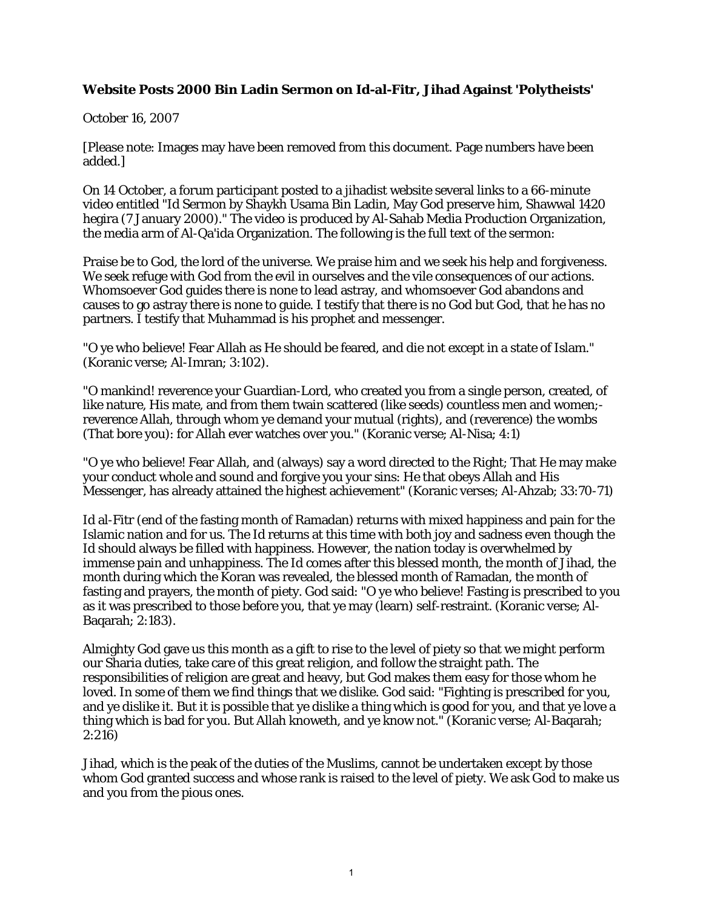**Website Posts 2000 Bin Ladin Sermon on Id-al-Fitr, Jihad Against 'Polytheists'**

October 16, 2007

[Please note: Images may have been removed from this document. Page numbers have been added.]

On 14 October, a forum participant posted to a jihadist website several links to a 66-minute video entitled "Id Sermon by Shaykh Usama Bin Ladin, May God preserve him, Shawwal 1420 hegira (7 January 2000)." The video is produced by Al-Sahab Media Production Organization, the media arm of Al-Qa'ida Organization. The following is the full text of the sermon:

Praise be to God, the lord of the universe. We praise him and we seek his help and forgiveness. We seek refuge with God from the evil in ourselves and the vile consequences of our actions. Whomsoever God guides there is none to lead astray, and whomsoever God abandons and causes to go astray there is none to guide. I testify that there is no God but God, that he has no partners. I testify that Muhammad is his prophet and messenger.

"O ye who believe! Fear Allah as He should be feared, and die not except in a state of Islam." (Koranic verse; Al-Imran; 3:102).

"O mankind! reverence your Guardian-Lord, who created you from a single person, created, of like nature, His mate, and from them twain scattered (like seeds) countless men and women;- reverence Allah, through whom ye demand your mutual (rights), and (reverence) the wombs (That bore you): for Allah ever watches over you." (Koranic verse; Al-Nisa; 4:1)

"O ye who believe! Fear Allah, and (always) say a word directed to the Right; That He may make your conduct whole and sound and forgive you your sins: He that obeys Allah and His Messenger, has already attained the highest achievement" (Koranic verses; Al-Ahzab; 33:70-71)

Id al-Fitr (end of the fasting month of Ramadan) returns with mixed happiness and pain for the Islamic nation and for us. The Id returns at this time with both joy and sadness even though the Id should always be filled with happiness. However, the nation today is overwhelmed by immense pain and unhappiness. The Id comes after this blessed month, the month of Jihad, the month during which the Koran was revealed, the blessed month of Ramadan, the month of fasting and prayers, the month of piety. God said: "O ye who believe! Fasting is prescribed to you as it was prescribed to those before you, that ye may (learn) self-restraint. (Koranic verse; Al-Baqarah; 2:183).

Almighty God gave us this month as a gift to rise to the level of piety so that we might perform our Sharia duties, take care of this great religion, and follow the straight path. The responsibilities of religion are great and heavy, but God makes them easy for those whom he loved. In some of them we find things that we dislike. God said: "Fighting is prescribed for you, and ye dislike it. But it is possible that ye dislike a thing which is good for you, and that ye love a thing which is bad for you. But Allah knoweth, and ye know not." (Koranic verse; Al-Baqarah; 2:216)

Jihad, which is the peak of the duties of the Muslims, cannot be undertaken except by those whom God granted success and whose rank is raised to the level of piety. We ask God to make us and you from the pious ones.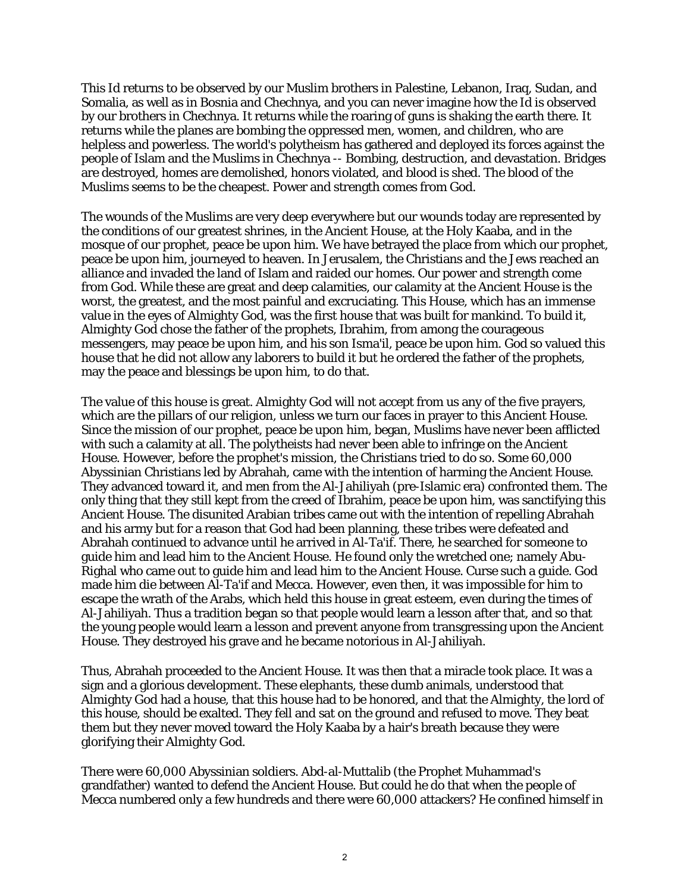This Id returns to be observed by our Muslim brothers in Palestine, Lebanon, Iraq, Sudan, and Somalia, as well as in Bosnia and Chechnya, and you can never imagine how the Id is observed by our brothers in Chechnya. It returns while the roaring of guns is shaking the earth there. It returns while the planes are bombing the oppressed men, women, and children, who are helpless and powerless. The world's polytheism has gathered and deployed its forces against the people of Islam and the Muslims in Chechnya -- Bombing, destruction, and devastation. Bridges are destroyed, homes are demolished, honors violated, and blood is shed. The blood of the Muslims seems to be the cheapest. Power and strength comes from God.

The wounds of the Muslims are very deep everywhere but our wounds today are represented by the conditions of our greatest shrines, in the Ancient House, at the Holy Kaaba, and in the mosque of our prophet, peace be upon him. We have betrayed the place from which our prophet, peace be upon him, journeyed to heaven. In Jerusalem, the Christians and the Jews reached an alliance and invaded the land of Islam and raided our homes. Our power and strength come from God. While these are great and deep calamities, our calamity at the Ancient House is the worst, the greatest, and the most painful and excruciating. This House, which has an immense value in the eyes of Almighty God, was the first house that was built for mankind. To build it, Almighty God chose the father of the prophets, Ibrahim, from among the courageous messengers, may peace be upon him, and his son Isma'il, peace be upon him. God so valued this house that he did not allow any laborers to build it but he ordered the father of the prophets, may the peace and blessings be upon him, to do that.

The value of this house is great. Almighty God will not accept from us any of the five prayers, which are the pillars of our religion, unless we turn our faces in prayer to this Ancient House. Since the mission of our prophet, peace be upon him, began, Muslims have never been afflicted with such a calamity at all. The polytheists had never been able to infringe on the Ancient House. However, before the prophet's mission, the Christians tried to do so. Some 60,000 Abyssinian Christians led by Abrahah, came with the intention of harming the Ancient House. They advanced toward it, and men from the Al-Jahiliyah (pre-Islamic era) confronted them. The only thing that they still kept from the creed of Ibrahim, peace be upon him, was sanctifying this Ancient House. The disunited Arabian tribes came out with the intention of repelling Abrahah and his army but for a reason that God had been planning, these tribes were defeated and Abrahah continued to advance until he arrived in Al-Ta'if. There, he searched for someone to guide him and lead him to the Ancient House. He found only the wretched one; namely Abu-Righal who came out to guide him and lead him to the Ancient House. Curse such a guide. God made him die between Al-Ta'if and Mecca. However, even then, it was impossible for him to escape the wrath of the Arabs, which held this house in great esteem, even during the times of Al-Jahiliyah. Thus a tradition began so that people would learn a lesson after that, and so that the young people would learn a lesson and prevent anyone from transgressing upon the Ancient House. They destroyed his grave and he became notorious in Al-Jahiliyah.

Thus, Abrahah proceeded to the Ancient House. It was then that a miracle took place. It was a sign and a glorious development. These elephants, these dumb animals, understood that Almighty God had a house, that this house had to be honored, and that the Almighty, the lord of this house, should be exalted. They fell and sat on the ground and refused to move. They beat them but they never moved toward the Holy Kaaba by a hair's breath because they were glorifying their Almighty God.

There were 60,000 Abyssinian soldiers. Abd-al-Muttalib (the Prophet Muhammad's grandfather) wanted to defend the Ancient House. But could he do that when the people of Mecca numbered only a few hundreds and there were 60,000 attackers? He confined himself in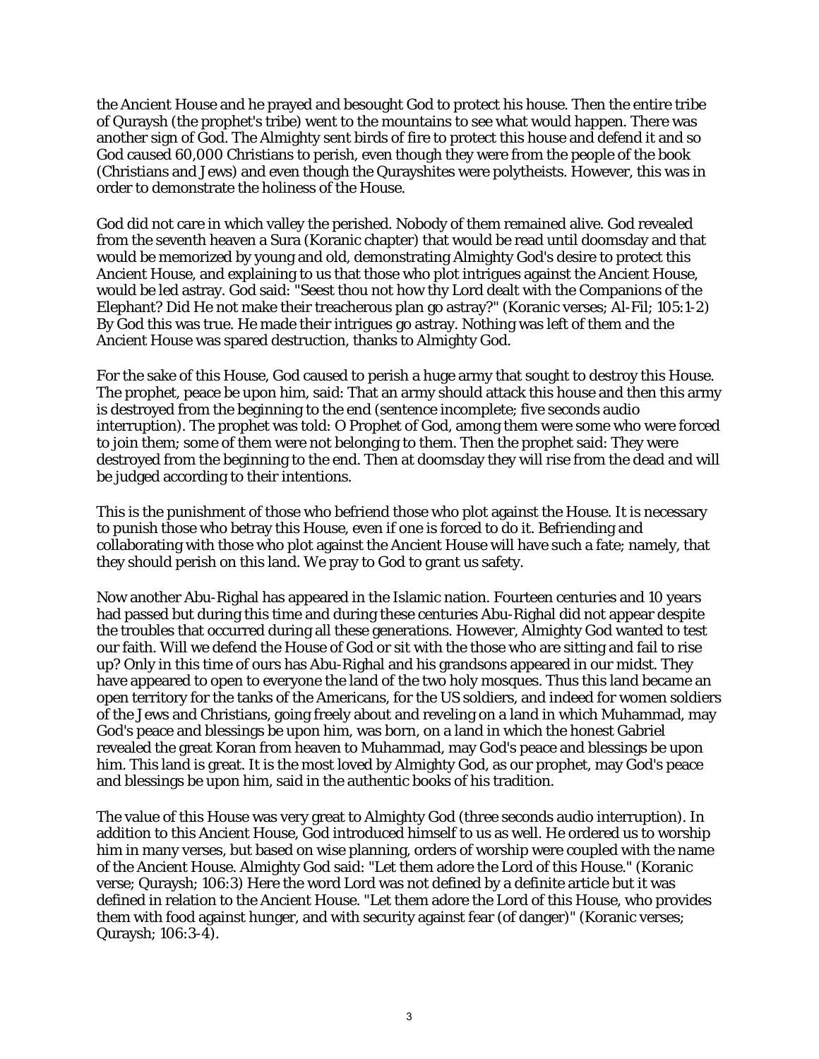the Ancient House and he prayed and besought God to protect his house. Then the entire tribe of Quraysh (the prophet's tribe) went to the mountains to see what would happen. There was another sign of God. The Almighty sent birds of fire to protect this house and defend it and so God caused 60,000 Christians to perish, even though they were from the people of the book (Christians and Jews) and even though the Qurayshites were polytheists. However, this was in order to demonstrate the holiness of the House.

God did not care in which valley the perished. Nobody of them remained alive. God revealed from the seventh heaven a Sura (Koranic chapter) that would be read until doomsday and that would be memorized by young and old, demonstrating Almighty God's desire to protect this Ancient House, and explaining to us that those who plot intrigues against the Ancient House, would be led astray. God said: "Seest thou not how thy Lord dealt with the Companions of the Elephant? Did He not make their treacherous plan go astray?" (Koranic verses; Al-Fil; 105:1-2) By God this was true. He made their intrigues go astray. Nothing was left of them and the Ancient House was spared destruction, thanks to Almighty God.

For the sake of this House, God caused to perish a huge army that sought to destroy this House. The prophet, peace be upon him, said: That an army should attack this house and then this army is destroyed from the beginning to the end (sentence incomplete; five seconds audio interruption). The prophet was told: O Prophet of God, among them were some who were forced to join them; some of them were not belonging to them. Then the prophet said: They were destroyed from the beginning to the end. Then at doomsday they will rise from the dead and will be judged according to their intentions.

This is the punishment of those who befriend those who plot against the House. It is necessary to punish those who betray this House, even if one is forced to do it. Befriending and collaborating with those who plot against the Ancient House will have such a fate; namely, that they should perish on this land. We pray to God to grant us safety.

Now another Abu-Righal has appeared in the Islamic nation. Fourteen centuries and 10 years had passed but during this time and during these centuries Abu-Righal did not appear despite the troubles that occurred during all these generations. However, Almighty God wanted to test our faith. Will we defend the House of God or sit with the those who are sitting and fail to rise up? Only in this time of ours has Abu-Righal and his grandsons appeared in our midst. They have appeared to open to everyone the land of the two holy mosques. Thus this land became an open territory for the tanks of the Americans, for the US soldiers, and indeed for women soldiers of the Jews and Christians, going freely about and reveling on a land in which Muhammad, may God's peace and blessings be upon him, was born, on a land in which the honest Gabriel revealed the great Koran from heaven to Muhammad, may God's peace and blessings be upon him. This land is great. It is the most loved by Almighty God, as our prophet, may God's peace and blessings be upon him, said in the authentic books of his tradition.

The value of this House was very great to Almighty God (three seconds audio interruption). In addition to this Ancient House, God introduced himself to us as well. He ordered us to worship him in many verses, but based on wise planning, orders of worship were coupled with the name of the Ancient House. Almighty God said: "Let them adore the Lord of this House." (Koranic verse; Quraysh; 106:3) Here the word Lord was not defined by a definite article but it was defined in relation to the Ancient House. "Let them adore the Lord of this House, who provides them with food against hunger, and with security against fear (of danger)" (Koranic verses; Quraysh; 106:3-4).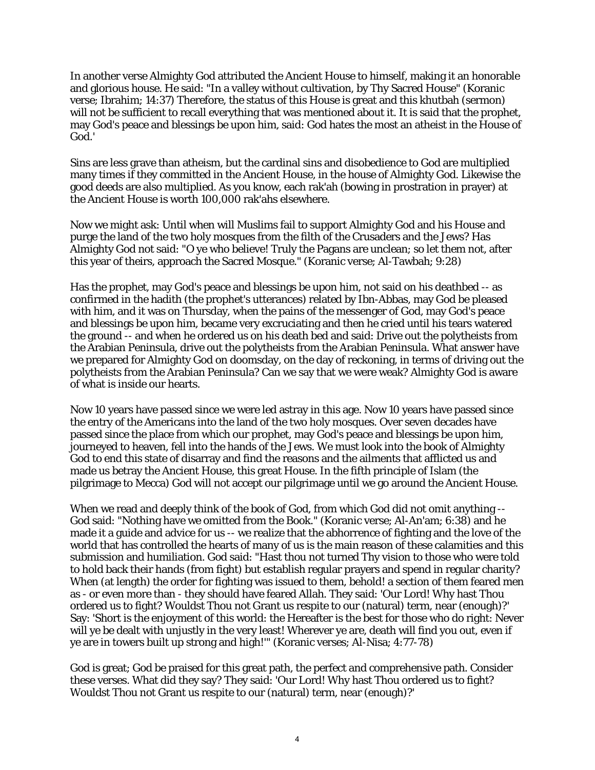In another verse Almighty God attributed the Ancient House to himself, making it an honorable and glorious house. He said: "In a valley without cultivation, by Thy Sacred House" (Koranic verse; Ibrahim; 14:37) Therefore, the status of this House is great and this khutbah (sermon) will not be sufficient to recall everything that was mentioned about it. It is said that the prophet, may God's peace and blessings be upon him, said: God hates the most an atheist in the House of God.'

Sins are less grave than atheism, but the cardinal sins and disobedience to God are multiplied many times if they committed in the Ancient House, in the house of Almighty God. Likewise the good deeds are also multiplied. As you know, each rak'ah (bowing in prostration in prayer) at the Ancient House is worth 100,000 rak'ahs elsewhere.

Now we might ask: Until when will Muslims fail to support Almighty God and his House and purge the land of the two holy mosques from the filth of the Crusaders and the Jews? Has Almighty God not said: "O ye who believe! Truly the Pagans are unclean; so let them not, after this year of theirs, approach the Sacred Mosque." (Koranic verse; Al-Tawbah; 9:28)

Has the prophet, may God's peace and blessings be upon him, not said on his deathbed -- as confirmed in the hadith (the prophet's utterances) related by Ibn-Abbas, may God be pleased with him, and it was on Thursday, when the pains of the messenger of God, may God's peace and blessings be upon him, became very excruciating and then he cried until his tears watered the ground -- and when he ordered us on his death bed and said: Drive out the polytheists from the Arabian Peninsula, drive out the polytheists from the Arabian Peninsula. What answer have we prepared for Almighty God on doomsday, on the day of reckoning, in terms of driving out the polytheists from the Arabian Peninsula? Can we say that we were weak? Almighty God is aware of what is inside our hearts.

Now 10 years have passed since we were led astray in this age. Now 10 years have passed since the entry of the Americans into the land of the two holy mosques. Over seven decades have passed since the place from which our prophet, may God's peace and blessings be upon him, journeyed to heaven, fell into the hands of the Jews. We must look into the book of Almighty God to end this state of disarray and find the reasons and the ailments that afflicted us and made us betray the Ancient House, this great House. In the fifth principle of Islam (the pilgrimage to Mecca) God will not accept our pilgrimage until we go around the Ancient House.

When we read and deeply think of the book of God, from which God did not omit anything -- God said: "Nothing have we omitted from the Book." (Koranic verse; Al-An'am; 6:38) and he made it a guide and advice for us -- we realize that the abhorrence of fighting and the love of the world that has controlled the hearts of many of us is the main reason of these calamities and this submission and humiliation. God said: "Hast thou not turned Thy vision to those who were told to hold back their hands (from fight) but establish regular prayers and spend in regular charity? When (at length) the order for fighting was issued to them, behold! a section of them feared men as - or even more than - they should have feared Allah. They said: 'Our Lord! Why hast Thou ordered us to fight? Wouldst Thou not Grant us respite to our (natural) term, near (enough)?' Say: 'Short is the enjoyment of this world: the Hereafter is the best for those who do right: Never will ye be dealt with unjustly in the very least! Wherever ye are, death will find you out, even if ye are in towers built up strong and high!'" (Koranic verses; Al-Nisa; 4:77-78)

God is great; God be praised for this great path, the perfect and comprehensive path. Consider these verses. What did they say? They said: 'Our Lord! Why hast Thou ordered us to fight? Wouldst Thou not Grant us respite to our (natural) term, near (enough)?'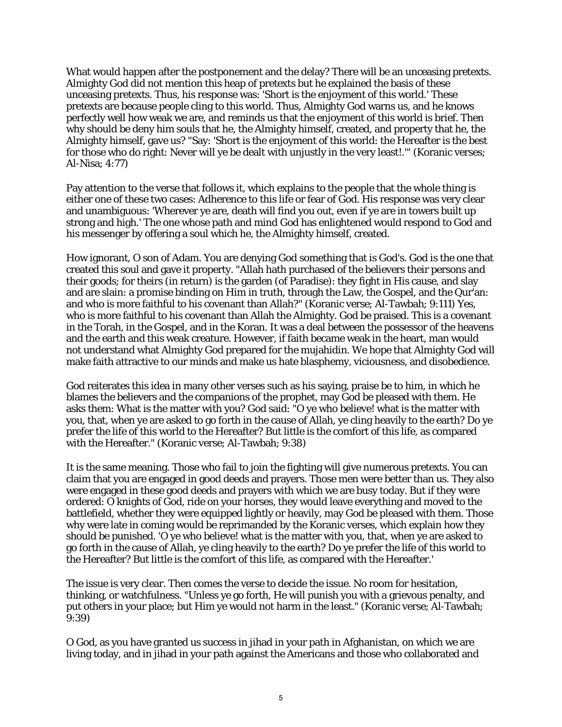What would happen after the postponement and the delay? There will be an unceasing pretexts. Almighty God did not mention this heap of pretexts but he explained the basis of these unceasing pretexts. Thus, his response was: 'Short is the enjoyment of this world.' These pretexts are because people cling to this world. Thus, Almighty God warns us, and he knows perfectly well how weak we are, and reminds us that the enjoyment of this world is brief. Then why should be deny him souls that he, the Almighty himself, created, and property that he, the Almighty himself, gave us? "Say: 'Short is the enjoyment of this world: the Hereafter is the best for those who do right: Never will ye be dealt with unjustly in the very least!.'" (Koranic verses; Al-Nisa; 4:77)

Pay attention to the verse that follows it, which explains to the people that the whole thing is either one of these two cases: Adherence to this life or fear of God. His response was very clear and unambiguous: 'Wherever ye are, death will find you out, even if ye are in towers built up strong and high.' The one whose path and mind God has enlightened would respond to God and his messenger by offering a soul which he, the Almighty himself, created.

How ignorant, O son of Adam. You are denying God something that is God's. God is the one that created this soul and gave it property. "Allah hath purchased of the believers their persons and their goods; for theirs (in return) is the garden (of Paradise): they fight in His cause, and slay and are slain: a promise binding on Him in truth, through the Law, the Gospel, and the Qur'an: and who is more faithful to his covenant than Allah?" (Koranic verse; Al-Tawbah; 9:111) Yes, who is more faithful to his covenant than Allah the Almighty. God be praised. This is a covenant in the Torah, in the Gospel, and in the Koran. It was a deal between the possessor of the heavens and the earth and this weak creature. However, if faith became weak in the heart, man would not understand what Almighty God prepared for the mujahidin. We hope that Almighty God will make faith attractive to our minds and make us hate blasphemy, viciousness, and disobedience.

God reiterates this idea in many other verses such as his saying, praise be to him, in which he blames the believers and the companions of the prophet, may God be pleased with them. He asks them: What is the matter with you? God said: "O ye who believe! what is the matter with you, that, when ye are asked to go forth in the cause of Allah, ye cling heavily to the earth? Do ye prefer the life of this world to the Hereafter? But little is the comfort of this life, as compared with the Hereafter." (Koranic verse; Al-Tawbah; 9:38)

It is the same meaning. Those who fail to join the fighting will give numerous pretexts. You can claim that you are engaged in good deeds and prayers. Those men were better than us. They also were engaged in these good deeds and prayers with which we are busy today. But if they were ordered: O knights of God, ride on your horses, they would leave everything and moved to the battlefield, whether they were equipped lightly or heavily, may God be pleased with them. Those why were late in coming would be reprimanded by the Koranic verses, which explain how they should be punished. 'O ye who believe! what is the matter with you, that, when ye are asked to go forth in the cause of Allah, ye cling heavily to the earth? Do ye prefer the life of this world to the Hereafter? But little is the comfort of this life, as compared with the Hereafter.'

The issue is very clear. Then comes the verse to decide the issue. No room for hesitation, thinking, or watchfulness. "Unless ye go forth, He will punish you with a grievous penalty, and put others in your place; but Him ye would not harm in the least." (Koranic verse; Al-Tawbah; 9:39)

O God, as you have granted us success in jihad in your path in Afghanistan, on which we are living today, and in jihad in your path against the Americans and those who collaborated and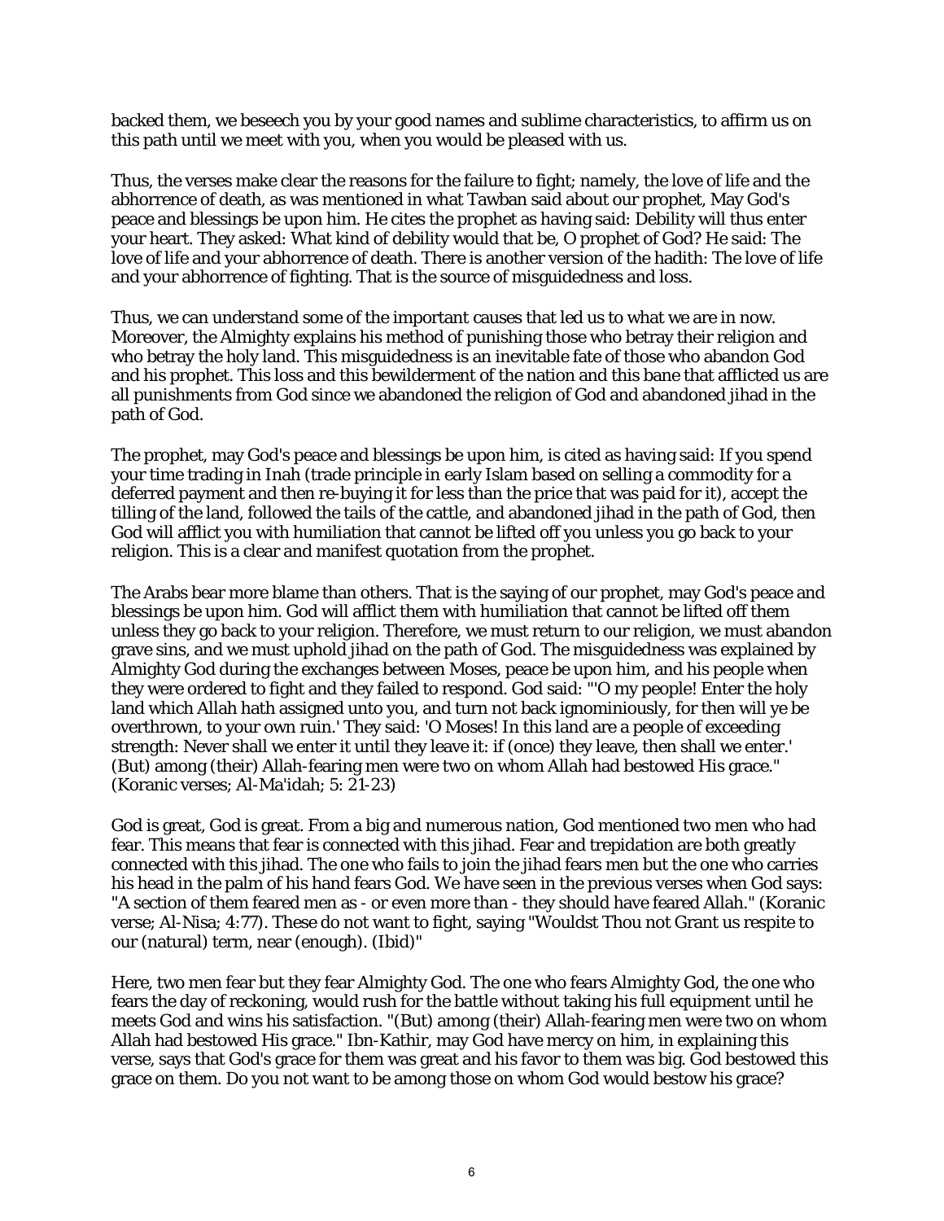backed them, we beseech you by your good names and sublime characteristics, to affirm us on this path until we meet with you, when you would be pleased with us.

Thus, the verses make clear the reasons for the failure to fight; namely, the love of life and the abhorrence of death, as was mentioned in what Tawban said about our prophet, May God's peace and blessings be upon him. He cites the prophet as having said: Debility will thus enter your heart. They asked: What kind of debility would that be, O prophet of God? He said: The love of life and your abhorrence of death. There is another version of the hadith: The love of life and your abhorrence of fighting. That is the source of misguidedness and loss.

Thus, we can understand some of the important causes that led us to what we are in now. Moreover, the Almighty explains his method of punishing those who betray their religion and who betray the holy land. This misguidedness is an inevitable fate of those who abandon God and his prophet. This loss and this bewilderment of the nation and this bane that afflicted us are all punishments from God since we abandoned the religion of God and abandoned jihad in the path of God.

The prophet, may God's peace and blessings be upon him, is cited as having said: If you spend your time trading in Inah (trade principle in early Islam based on selling a commodity for a deferred payment and then re-buying it for less than the price that was paid for it), accept the tilling of the land, followed the tails of the cattle, and abandoned jihad in the path of God, then God will afflict you with humiliation that cannot be lifted off you unless you go back to your religion. This is a clear and manifest quotation from the prophet.

The Arabs bear more blame than others. That is the saying of our prophet, may God's peace and blessings be upon him. God will afflict them with humiliation that cannot be lifted off them unless they go back to your religion. Therefore, we must return to our religion, we must abandon grave sins, and we must uphold jihad on the path of God. The misguidedness was explained by Almighty God during the exchanges between Moses, peace be upon him, and his people when they were ordered to fight and they failed to respond. God said: "'O my people! Enter the holy land which Allah hath assigned unto you, and turn not back ignominiously, for then will ye be overthrown, to your own ruin.' They said: 'O Moses! In this land are a people of exceeding strength: Never shall we enter it until they leave it: if (once) they leave, then shall we enter.' (But) among (their) Allah-fearing men were two on whom Allah had bestowed His grace." (Koranic verses; Al-Ma'idah; 5: 21-23)

God is great, God is great. From a big and numerous nation, God mentioned two men who had fear. This means that fear is connected with this jihad. Fear and trepidation are both greatly connected with this jihad. The one who fails to join the jihad fears men but the one who carries his head in the palm of his hand fears God. We have seen in the previous verses when God says: "A section of them feared men as - or even more than - they should have feared Allah." (Koranic verse; Al-Nisa; 4:77). These do not want to fight, saying "Wouldst Thou not Grant us respite to our (natural) term, near (enough). (Ibid)"

Here, two men fear but they fear Almighty God. The one who fears Almighty God, the one who fears the day of reckoning, would rush for the battle without taking his full equipment until he meets God and wins his satisfaction. "(But) among (their) Allah-fearing men were two on whom Allah had bestowed His grace." Ibn-Kathir, may God have mercy on him, in explaining this verse, says that God's grace for them was great and his favor to them was big. God bestowed this grace on them. Do you not want to be among those on whom God would bestow his grace?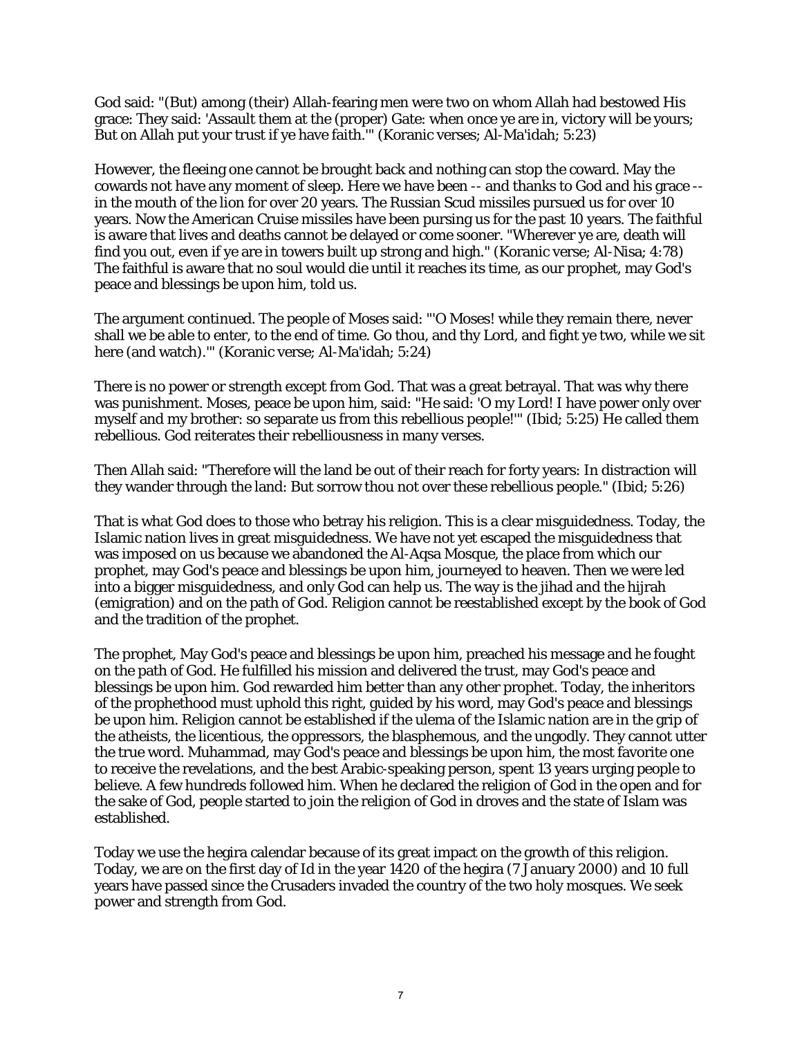God said: "(But) among (their) Allah-fearing men were two on whom Allah had bestowed His grace: They said: 'Assault them at the (proper) Gate: when once ye are in, victory will be yours; But on Allah put your trust if ye have faith.'" (Koranic verses; Al-Ma'idah; 5:23)

However, the fleeing one cannot be brought back and nothing can stop the coward. May the cowards not have any moment of sleep. Here we have been -- and thanks to God and his grace -- in the mouth of the lion for over 20 years. The Russian Scud missiles pursued us for over 10 years. Now the American Cruise missiles have been pursing us for the past 10 years. The faithful is aware that lives and deaths cannot be delayed or come sooner. "Wherever ye are, death will find you out, even if ye are in towers built up strong and high." (Koranic verse; Al-Nisa; 4:78) The faithful is aware that no soul would die until it reaches its time, as our prophet, may God's peace and blessings be upon him, told us.

The argument continued. The people of Moses said: "'O Moses! while they remain there, never shall we be able to enter, to the end of time. Go thou, and thy Lord, and fight ye two, while we sit here (and watch).'" (Koranic verse; Al-Ma'idah; 5:24)

There is no power or strength except from God. That was a great betrayal. That was why there was punishment. Moses, peace be upon him, said: "He said: 'O my Lord! I have power only over myself and my brother: so separate us from this rebellious people!'" (Ibid; 5:25) He called them rebellious. God reiterates their rebelliousness in many verses.

Then Allah said: "Therefore will the land be out of their reach for forty years: In distraction will they wander through the land: But sorrow thou not over these rebellious people." (Ibid; 5:26)

That is what God does to those who betray his religion. This is a clear misguidedness. Today, the Islamic nation lives in great misguidedness. We have not yet escaped the misguidedness that was imposed on us because we abandoned the Al-Aqsa Mosque, the place from which our prophet, may God's peace and blessings be upon him, journeyed to heaven. Then we were led into a bigger misguidedness, and only God can help us. The way is the jihad and the hijrah (emigration) and on the path of God. Religion cannot be reestablished except by the book of God and the tradition of the prophet.

The prophet, May God's peace and blessings be upon him, preached his message and he fought on the path of God. He fulfilled his mission and delivered the trust, may God's peace and blessings be upon him. God rewarded him better than any other prophet. Today, the inheritors of the prophethood must uphold this right, guided by his word, may God's peace and blessings be upon him. Religion cannot be established if the ulema of the Islamic nation are in the grip of the atheists, the licentious, the oppressors, the blasphemous, and the ungodly. They cannot utter the true word. Muhammad, may God's peace and blessings be upon him, the most favorite one to receive the revelations, and the best Arabic-speaking person, spent 13 years urging people to believe. A few hundreds followed him. When he declared the religion of God in the open and for the sake of God, people started to join the religion of God in droves and the state of Islam was established.

Today we use the hegira calendar because of its great impact on the growth of this religion. Today, we are on the first day of Id in the year 1420 of the hegira (7 January 2000) and 10 full years have passed since the Crusaders invaded the country of the two holy mosques. We seek power and strength from God.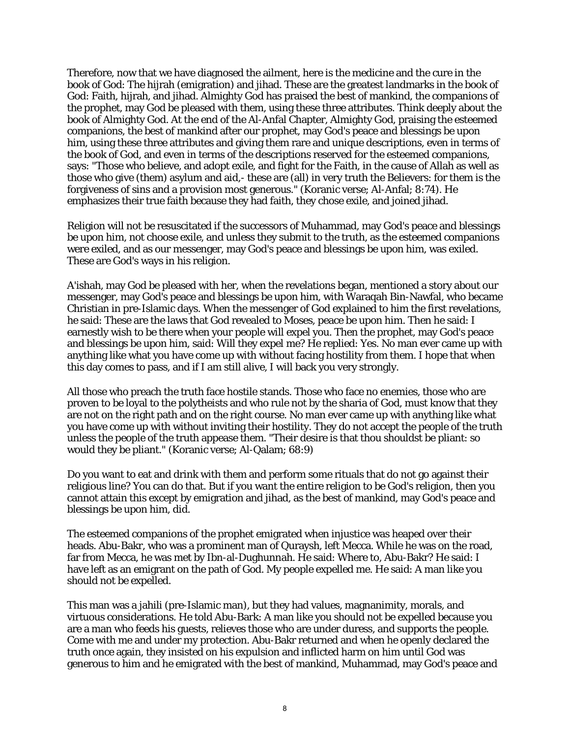Therefore, now that we have diagnosed the ailment, here is the medicine and the cure in the book of God: The hijrah (emigration) and jihad. These are the greatest landmarks in the book of God: Faith, hijrah, and jihad. Almighty God has praised the best of mankind, the companions of the prophet, may God be pleased with them, using these three attributes. Think deeply about the book of Almighty God. At the end of the Al-Anfal Chapter, Almighty God, praising the esteemed companions, the best of mankind after our prophet, may God's peace and blessings be upon him, using these three attributes and giving them rare and unique descriptions, even in terms of the book of God, and even in terms of the descriptions reserved for the esteemed companions, says: "Those who believe, and adopt exile, and fight for the Faith, in the cause of Allah as well as those who give (them) asylum and aid,- these are (all) in very truth the Believers: for them is the forgiveness of sins and a provision most generous." (Koranic verse; Al-Anfal; 8:74). He emphasizes their true faith because they had faith, they chose exile, and joined jihad.

Religion will not be resuscitated if the successors of Muhammad, may God's peace and blessings be upon him, not choose exile, and unless they submit to the truth, as the esteemed companions were exiled, and as our messenger, may God's peace and blessings be upon him, was exiled. These are God's ways in his religion.

A'ishah, may God be pleased with her, when the revelations began, mentioned a story about our messenger, may God's peace and blessings be upon him, with Waraqah Bin-Nawfal, who became Christian in pre-Islamic days. When the messenger of God explained to him the first revelations, he said: These are the laws that God revealed to Moses, peace be upon him. Then he said: I earnestly wish to be there when your people will expel you. Then the prophet, may God's peace and blessings be upon him, said: Will they expel me? He replied: Yes. No man ever came up with anything like what you have come up with without facing hostility from them. I hope that when this day comes to pass, and if I am still alive, I will back you very strongly.

All those who preach the truth face hostile stands. Those who face no enemies, those who are proven to be loyal to the polytheists and who rule not by the sharia of God, must know that they are not on the right path and on the right course. No man ever came up with anything like what you have come up with without inviting their hostility. They do not accept the people of the truth unless the people of the truth appease them. "Their desire is that thou shouldst be pliant: so would they be pliant." (Koranic verse; Al-Qalam; 68:9)

Do you want to eat and drink with them and perform some rituals that do not go against their religious line? You can do that. But if you want the entire religion to be God's religion, then you cannot attain this except by emigration and jihad, as the best of mankind, may God's peace and blessings be upon him, did.

The esteemed companions of the prophet emigrated when injustice was heaped over their heads. Abu-Bakr, who was a prominent man of Quraysh, left Mecca. While he was on the road, far from Mecca, he was met by Ibn-al-Dughunnah. He said: Where to, Abu-Bakr? He said: I have left as an emigrant on the path of God. My people expelled me. He said: A man like you should not be expelled.

This man was a jahili (pre-Islamic man), but they had values, magnanimity, morals, and virtuous considerations. He told Abu-Bark: A man like you should not be expelled because you are a man who feeds his guests, relieves those who are under duress, and supports the people. Come with me and under my protection. Abu-Bakr returned and when he openly declared the truth once again, they insisted on his expulsion and inflicted harm on him until God was generous to him and he emigrated with the best of mankind, Muhammad, may God's peace and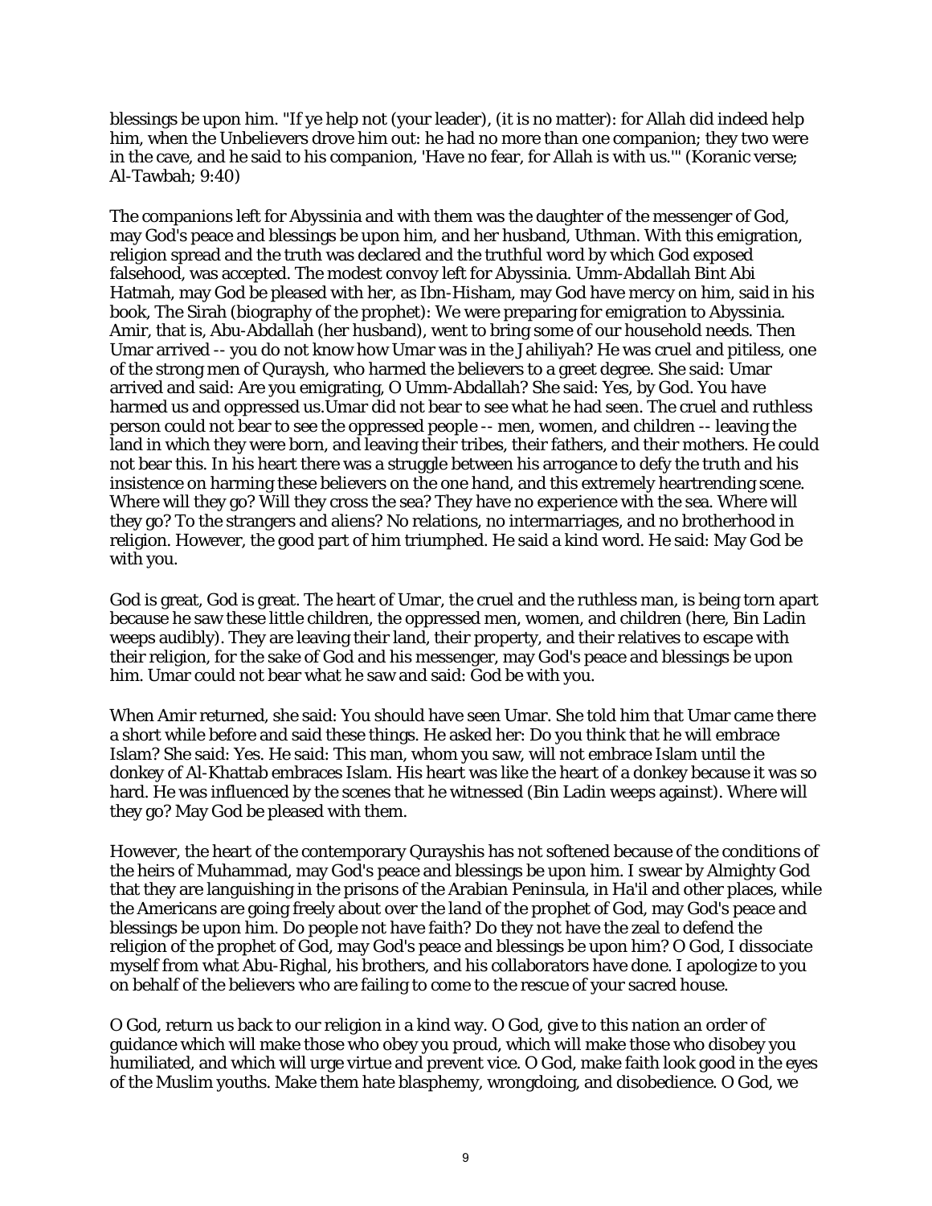blessings be upon him. "If ye help not (your leader), (it is no matter): for Allah did indeed help him, when the Unbelievers drove him out: he had no more than one companion; they two were in the cave, and he said to his companion, 'Have no fear, for Allah is with us.'" (Koranic verse; Al-Tawbah; 9:40)

The companions left for Abyssinia and with them was the daughter of the messenger of God, may God's peace and blessings be upon him, and her husband, Uthman. With this emigration, religion spread and the truth was declared and the truthful word by which God exposed falsehood, was accepted. The modest convoy left for Abyssinia. Umm-Abdallah Bint Abi Hatmah, may God be pleased with her, as Ibn-Hisham, may God have mercy on him, said in his book, The Sirah (biography of the prophet): We were preparing for emigration to Abyssinia. Amir, that is, Abu-Abdallah (her husband), went to bring some of our household needs. Then Umar arrived -- you do not know how Umar was in the Jahiliyah? He was cruel and pitiless, one of the strong men of Quraysh, who harmed the believers to a greet degree. She said: Umar arrived and said: Are you emigrating, O Umm-Abdallah? She said: Yes, by God. You have harmed us and oppressed us.Umar did not bear to see what he had seen. The cruel and ruthless person could not bear to see the oppressed people -- men, women, and children -- leaving the land in which they were born, and leaving their tribes, their fathers, and their mothers. He could not bear this. In his heart there was a struggle between his arrogance to defy the truth and his insistence on harming these believers on the one hand, and this extremely heartrending scene. Where will they go? Will they cross the sea? They have no experience with the sea. Where will they go? To the strangers and aliens? No relations, no intermarriages, and no brotherhood in religion. However, the good part of him triumphed. He said a kind word. He said: May God be with you.

God is great, God is great. The heart of Umar, the cruel and the ruthless man, is being torn apart because he saw these little children, the oppressed men, women, and children (here, Bin Ladin weeps audibly). They are leaving their land, their property, and their relatives to escape with their religion, for the sake of God and his messenger, may God's peace and blessings be upon him. Umar could not bear what he saw and said: God be with you.

When Amir returned, she said: You should have seen Umar. She told him that Umar came there a short while before and said these things. He asked her: Do you think that he will embrace Islam? She said: Yes. He said: This man, whom you saw, will not embrace Islam until the donkey of Al-Khattab embraces Islam. His heart was like the heart of a donkey because it was so hard. He was influenced by the scenes that he witnessed (Bin Ladin weeps against). Where will they go? May God be pleased with them.

However, the heart of the contemporary Qurayshis has not softened because of the conditions of the heirs of Muhammad, may God's peace and blessings be upon him. I swear by Almighty God that they are languishing in the prisons of the Arabian Peninsula, in Ha'il and other places, while the Americans are going freely about over the land of the prophet of God, may God's peace and blessings be upon him. Do people not have faith? Do they not have the zeal to defend the religion of the prophet of God, may God's peace and blessings be upon him? O God, I dissociate myself from what Abu-Righal, his brothers, and his collaborators have done. I apologize to you on behalf of the believers who are failing to come to the rescue of your sacred house.

O God, return us back to our religion in a kind way. O God, give to this nation an order of guidance which will make those who obey you proud, which will make those who disobey you humiliated, and which will urge virtue and prevent vice. O God, make faith look good in the eyes of the Muslim youths. Make them hate blasphemy, wrongdoing, and disobedience. O God, we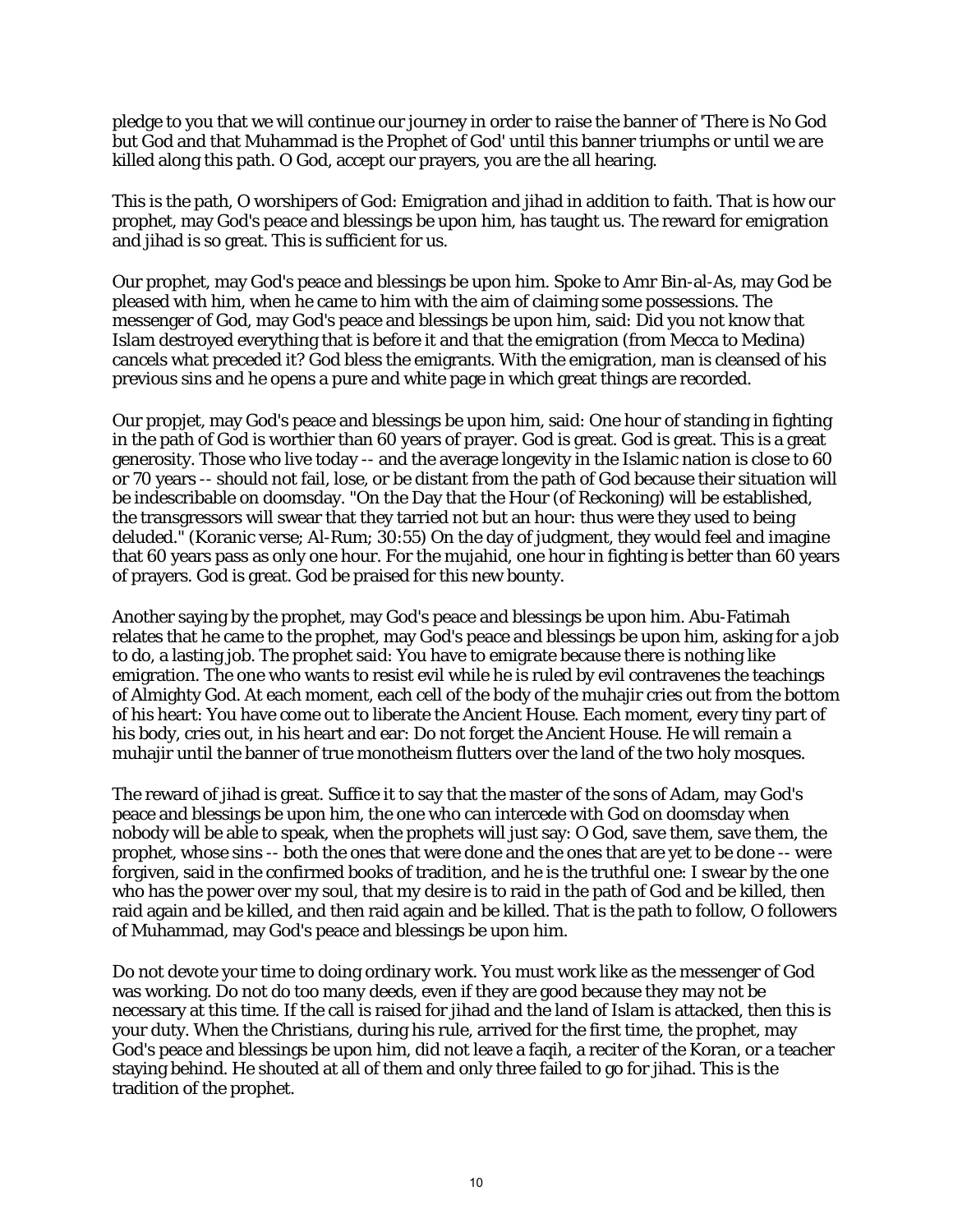pledge to you that we will continue our journey in order to raise the banner of 'There is No God but God and that Muhammad is the Prophet of God' until this banner triumphs or until we are killed along this path. O God, accept our prayers, you are the all hearing.

This is the path, O worshipers of God: Emigration and jihad in addition to faith. That is how our prophet, may God's peace and blessings be upon him, has taught us. The reward for emigration and jihad is so great. This is sufficient for us.

Our prophet, may God's peace and blessings be upon him. Spoke to Amr Bin-al-As, may God be pleased with him, when he came to him with the aim of claiming some possessions. The messenger of God, may God's peace and blessings be upon him, said: Did you not know that Islam destroyed everything that is before it and that the emigration (from Mecca to Medina) cancels what preceded it? God bless the emigrants. With the emigration, man is cleansed of his previous sins and he opens a pure and white page in which great things are recorded.

Our propjet, may God's peace and blessings be upon him, said: One hour of standing in fighting in the path of God is worthier than 60 years of prayer. God is great. God is great. This is a great generosity. Those who live today -- and the average longevity in the Islamic nation is close to 60 or 70 years -- should not fail, lose, or be distant from the path of God because their situation will be indescribable on doomsday. "On the Day that the Hour (of Reckoning) will be established, the transgressors will swear that they tarried not but an hour: thus were they used to being deluded." (Koranic verse; Al-Rum; 30:55) On the day of judgment, they would feel and imagine that 60 years pass as only one hour. For the mujahid, one hour in fighting is better than 60 years of prayers. God is great. God be praised for this new bounty.

Another saying by the prophet, may God's peace and blessings be upon him. Abu-Fatimah relates that he came to the prophet, may God's peace and blessings be upon him, asking for a job to do, a lasting job. The prophet said: You have to emigrate because there is nothing like emigration. The one who wants to resist evil while he is ruled by evil contravenes the teachings of Almighty God. At each moment, each cell of the body of the muhajir cries out from the bottom of his heart: You have come out to liberate the Ancient House. Each moment, every tiny part of his body, cries out, in his heart and ear: Do not forget the Ancient House. He will remain a muhajir until the banner of true monotheism flutters over the land of the two holy mosques.

The reward of jihad is great. Suffice it to say that the master of the sons of Adam, may God's peace and blessings be upon him, the one who can intercede with God on doomsday when nobody will be able to speak, when the prophets will just say: O God, save them, save them, the prophet, whose sins -- both the ones that were done and the ones that are yet to be done -- were forgiven, said in the confirmed books of tradition, and he is the truthful one: I swear by the one who has the power over my soul, that my desire is to raid in the path of God and be killed, then raid again and be killed, and then raid again and be killed. That is the path to follow, O followers of Muhammad, may God's peace and blessings be upon him.

Do not devote your time to doing ordinary work. You must work like as the messenger of God was working. Do not do too many deeds, even if they are good because they may not be necessary at this time. If the call is raised for jihad and the land of Islam is attacked, then this is your duty. When the Christians, during his rule, arrived for the first time, the prophet, may God's peace and blessings be upon him, did not leave a faqih, a reciter of the Koran, or a teacher staying behind. He shouted at all of them and only three failed to go for jihad. This is the tradition of the prophet.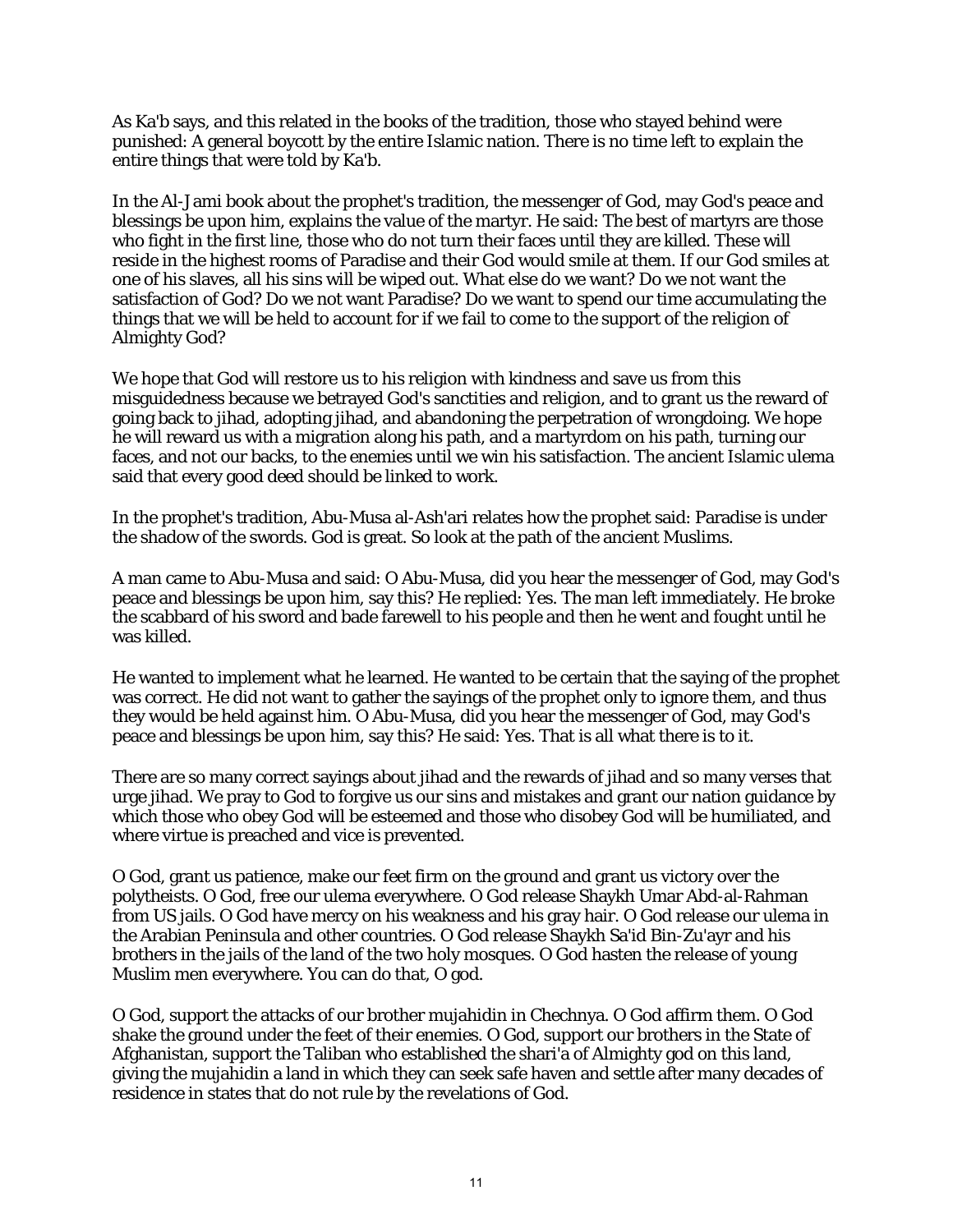As Ka'b says, and this related in the books of the tradition, those who stayed behind were punished: A general boycott by the entire Islamic nation. There is no time left to explain the entire things that were told by Ka'b.

In the Al-Jami book about the prophet's tradition, the messenger of God, may God's peace and blessings be upon him, explains the value of the martyr. He said: The best of martyrs are those who fight in the first line, those who do not turn their faces until they are killed. These will reside in the highest rooms of Paradise and their God would smile at them. If our God smiles at one of his slaves, all his sins will be wiped out. What else do we want? Do we not want the satisfaction of God? Do we not want Paradise? Do we want to spend our time accumulating the things that we will be held to account for if we fail to come to the support of the religion of Almighty God?

We hope that God will restore us to his religion with kindness and save us from this misguidedness because we betrayed God's sanctities and religion, and to grant us the reward of going back to jihad, adopting jihad, and abandoning the perpetration of wrongdoing. We hope he will reward us with a migration along his path, and a martyrdom on his path, turning our faces, and not our backs, to the enemies until we win his satisfaction. The ancient Islamic ulema said that every good deed should be linked to work.

In the prophet's tradition, Abu-Musa al-Ash'ari relates how the prophet said: Paradise is under the shadow of the swords. God is great. So look at the path of the ancient Muslims.

A man came to Abu-Musa and said: O Abu-Musa, did you hear the messenger of God, may God's peace and blessings be upon him, say this? He replied: Yes. The man left immediately. He broke the scabbard of his sword and bade farewell to his people and then he went and fought until he was killed.

He wanted to implement what he learned. He wanted to be certain that the saying of the prophet was correct. He did not want to gather the sayings of the prophet only to ignore them, and thus they would be held against him. O Abu-Musa, did you hear the messenger of God, may God's peace and blessings be upon him, say this? He said: Yes. That is all what there is to it.

There are so many correct sayings about jihad and the rewards of jihad and so many verses that urge jihad. We pray to God to forgive us our sins and mistakes and grant our nation guidance by which those who obey God will be esteemed and those who disobey God will be humiliated, and where virtue is preached and vice is prevented.

O God, grant us patience, make our feet firm on the ground and grant us victory over the polytheists. O God, free our ulema everywhere. O God release Shaykh Umar Abd-al-Rahman from US jails. O God have mercy on his weakness and his gray hair. O God release our ulema in the Arabian Peninsula and other countries. O God release Shaykh Sa'id Bin-Zu'ayr and his brothers in the jails of the land of the two holy mosques. O God hasten the release of young Muslim men everywhere. You can do that, O god.

O God, support the attacks of our brother mujahidin in Chechnya. O God affirm them. O God shake the ground under the feet of their enemies. O God, support our brothers in the State of Afghanistan, support the Taliban who established the shari'a of Almighty god on this land, giving the mujahidin a land in which they can seek safe haven and settle after many decades of residence in states that do not rule by the revelations of God.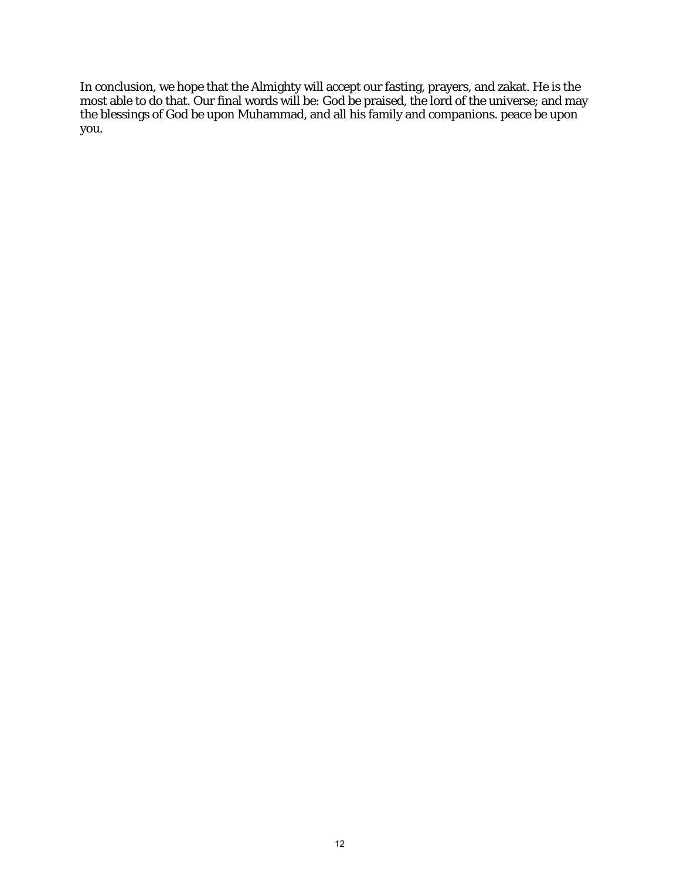In conclusion, we hope that the Almighty will accept our fasting, prayers, and zakat. He is the most able to do that. Our final words will be: God be praised, the lord of the universe; and may the blessings of God be upon Muhammad, and all his family and companions. peace be upon you.